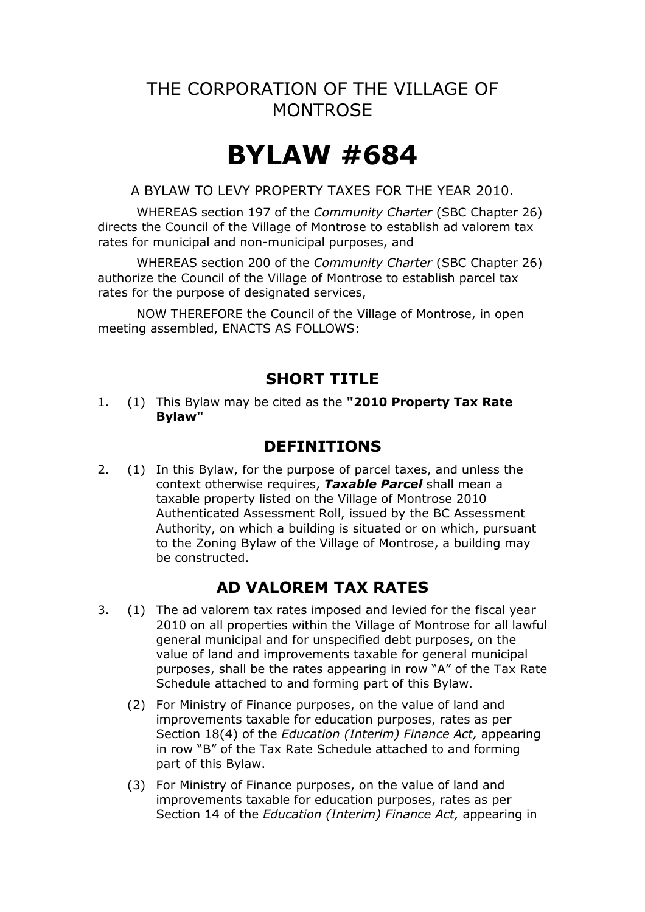# THE CORPORATION OF THE VILLAGE OF MONTROSE

# BYLAW #684

A BYLAW TO LEVY PROPERTY TAXES FOR THE YEAR 2010.

WHEREAS section 197 of the *Community Charter* (SBC Chapter 26) directs the Council of the Village of Montrose to establish ad valorem tax rates for municipal and non-municipal purposes, and

WHEREAS section 200 of the *Community Charter* (SBC Chapter 26) authorize the Council of the Village of Montrose to establish parcel tax rates for the purpose of designated services,

NOW THEREFORE the Council of the Village of Montrose, in open meeting assembled, ENACTS AS FOLLOWS:

## SHORT TITLE

1. (1) This Bylaw may be cited as the **"2010 Property Tax Rate Bylaw"**

## DEFINITIONS

2. (1) In this Bylaw, for the purpose of parcel taxes, and unless the context otherwise requires, ***Taxable Parcel*** shall mean a taxable property listed on the Village of Montrose 2010 Authenticated Assessment Roll, issued by the BC Assessment Authority, on which a building is situated or on which, pursuant to the Zoning Bylaw of the Village of Montrose, a building may be constructed.

## AD VALOREM TAX RATES

3. (1) The ad valorem tax rates imposed and levied for the fiscal year 2010 on all properties within the Village of Montrose for all lawful general municipal and for unspecified debt purposes, on the value of land and improvements taxable for general municipal purposes, shall be the rates appearing in row "A" of the Tax Rate Schedule attached to and forming part of this Bylaw.

   (2) For Ministry of Finance purposes, on the value of land and improvements taxable for education purposes, rates as per Section 18(4) of the *Education (Interim) Finance Act,* appearing in row "B" of the Tax Rate Schedule attached to and forming part of this Bylaw.

   (3) For Ministry of Finance purposes, on the value of land and improvements taxable for education purposes, rates as per Section 14 of the *Education (Interim) Finance Act,* appearing in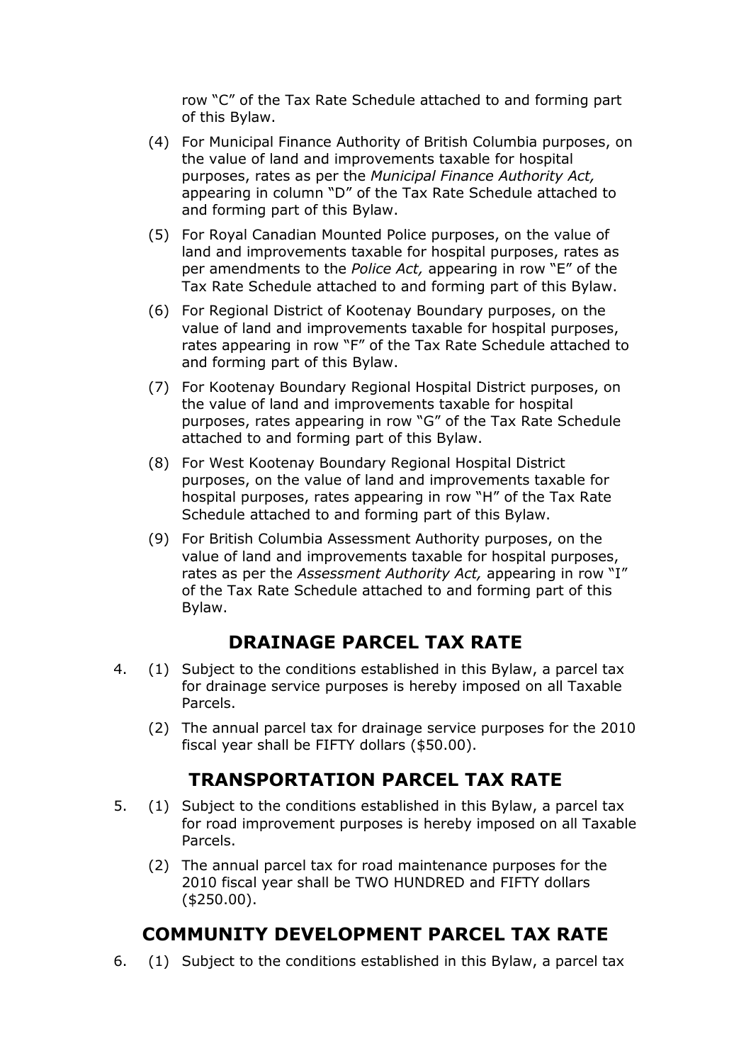row "C" of the Tax Rate Schedule attached to and forming part of this Bylaw.

(4) For Municipal Finance Authority of British Columbia purposes, on the value of land and improvements taxable for hospital purposes, rates as per the *Municipal Finance Authority Act,* appearing in column "D" of the Tax Rate Schedule attached to and forming part of this Bylaw.

(5) For Royal Canadian Mounted Police purposes, on the value of land and improvements taxable for hospital purposes, rates as per amendments to the *Police Act,* appearing in row "E" of the Tax Rate Schedule attached to and forming part of this Bylaw.

(6) For Regional District of Kootenay Boundary purposes, on the value of land and improvements taxable for hospital purposes, rates appearing in row "F" of the Tax Rate Schedule attached to and forming part of this Bylaw.

(7) For Kootenay Boundary Regional Hospital District purposes, on the value of land and improvements taxable for hospital purposes, rates appearing in row "G" of the Tax Rate Schedule attached to and forming part of this Bylaw.

(8) For West Kootenay Boundary Regional Hospital District purposes, on the value of land and improvements taxable for hospital purposes, rates appearing in row "H" of the Tax Rate Schedule attached to and forming part of this Bylaw.

(9) For British Columbia Assessment Authority purposes, on the value of land and improvements taxable for hospital purposes, rates as per the *Assessment Authority Act,* appearing in row "I" of the Tax Rate Schedule attached to and forming part of this Bylaw.

## DRAINAGE PARCEL TAX RATE

4. (1) Subject to the conditions established in this Bylaw, a parcel tax for drainage service purposes is hereby imposed on all Taxable Parcels.

   (2) The annual parcel tax for drainage service purposes for the 2010 fiscal year shall be FIFTY dollars ($50.00).

## TRANSPORTATION PARCEL TAX RATE

5. (1) Subject to the conditions established in this Bylaw, a parcel tax for road improvement purposes is hereby imposed on all Taxable Parcels.

   (2) The annual parcel tax for road maintenance purposes for the 2010 fiscal year shall be TWO HUNDRED and FIFTY dollars ($250.00).

## COMMUNITY DEVELOPMENT PARCEL TAX RATE

6. (1) Subject to the conditions established in this Bylaw, a parcel tax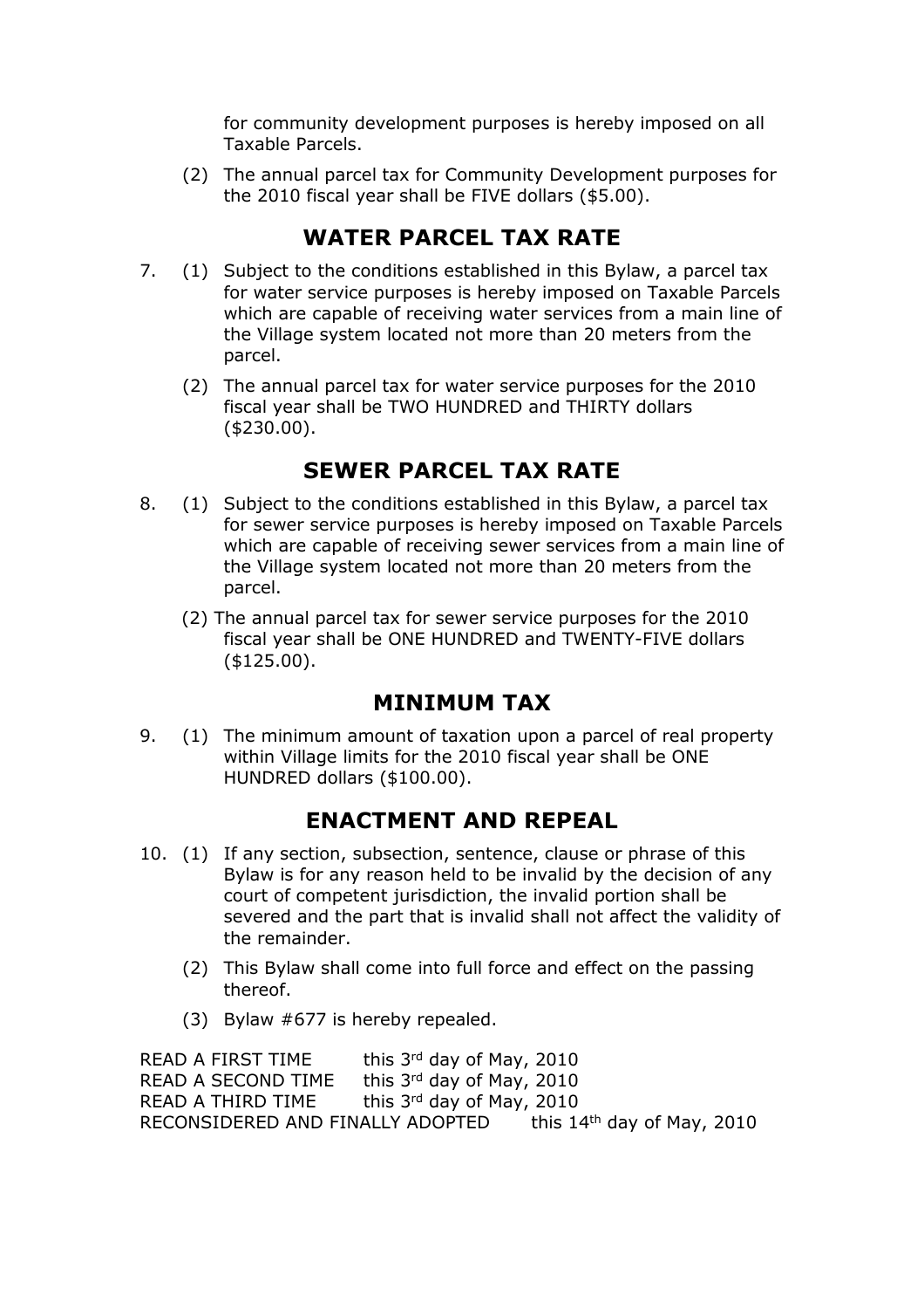for community development purposes is hereby imposed on all Taxable Parcels.

(2) The annual parcel tax for Community Development purposes for the 2010 fiscal year shall be FIVE dollars ($5.00).

## WATER PARCEL TAX RATE

7. (1) Subject to the conditions established in this Bylaw, a parcel tax for water service purposes is hereby imposed on Taxable Parcels which are capable of receiving water services from a main line of the Village system located not more than 20 meters from the parcel.

   (2) The annual parcel tax for water service purposes for the 2010 fiscal year shall be TWO HUNDRED and THIRTY dollars ($230.00).

## SEWER PARCEL TAX RATE

8. (1) Subject to the conditions established in this Bylaw, a parcel tax for sewer service purposes is hereby imposed on Taxable Parcels which are capable of receiving sewer services from a main line of the Village system located not more than 20 meters from the parcel.

   (2) The annual parcel tax for sewer service purposes for the 2010 fiscal year shall be ONE HUNDRED and TWENTY-FIVE dollars ($125.00).

## MINIMUM TAX

9. (1) The minimum amount of taxation upon a parcel of real property within Village limits for the 2010 fiscal year shall be ONE HUNDRED dollars ($100.00).

## ENACTMENT AND REPEAL

10. (1) If any section, subsection, sentence, clause or phrase of this Bylaw is for any reason held to be invalid by the decision of any court of competent jurisdiction, the invalid portion shall be severed and the part that is invalid shall not affect the validity of the remainder.

    (2) This Bylaw shall come into full force and effect on the passing thereof.

    (3) Bylaw #677 is hereby repealed.

READ A FIRST TIME this 3rd day of May, 2010
READ A SECOND TIME this 3rd day of May, 2010
READ A THIRD TIME this 3rd day of May, 2010
RECONSIDERED AND FINALLY ADOPTED this 14th day of May, 2010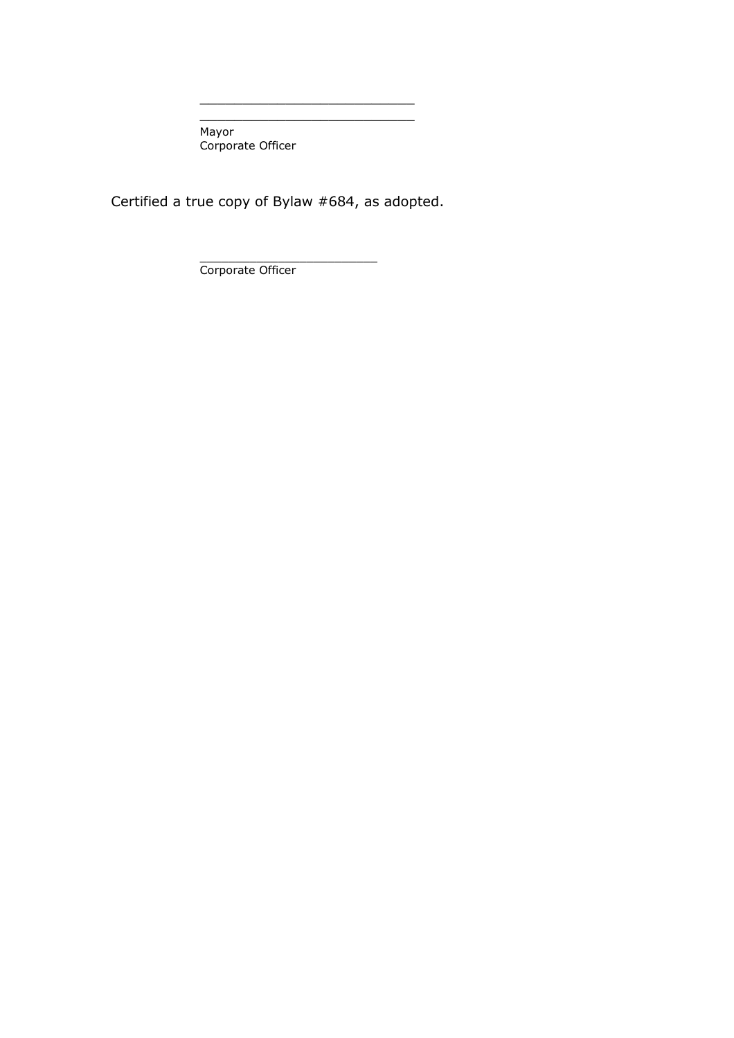______________________________
______________________________
Mayor
Corporate Officer

Certified a true copy of Bylaw #684, as adopted.

_________________________
Corporate Officer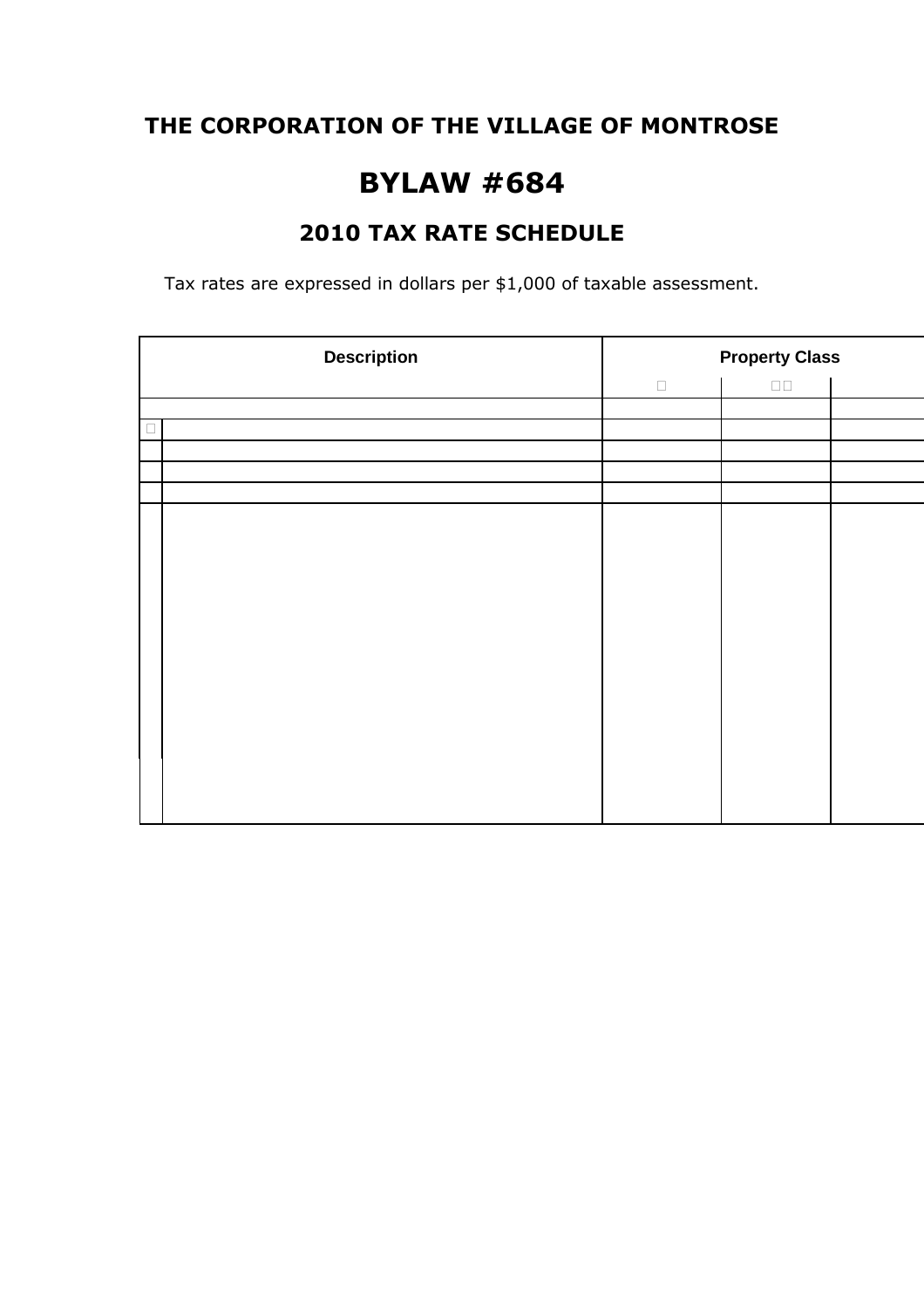# THE CORPORATION OF THE VILLAGE OF MONTROSE

# BYLAW #684

## 2010 TAX RATE SCHEDULE

Tax rates are expressed in dollars per $1,000 of taxable assessment.

| Description | Property Class | | |
| --- | --- | --- | --- |
| | | | |
| | | | |
| | | | |
| | | | |
| | | | |
| | | | |
| | | | |